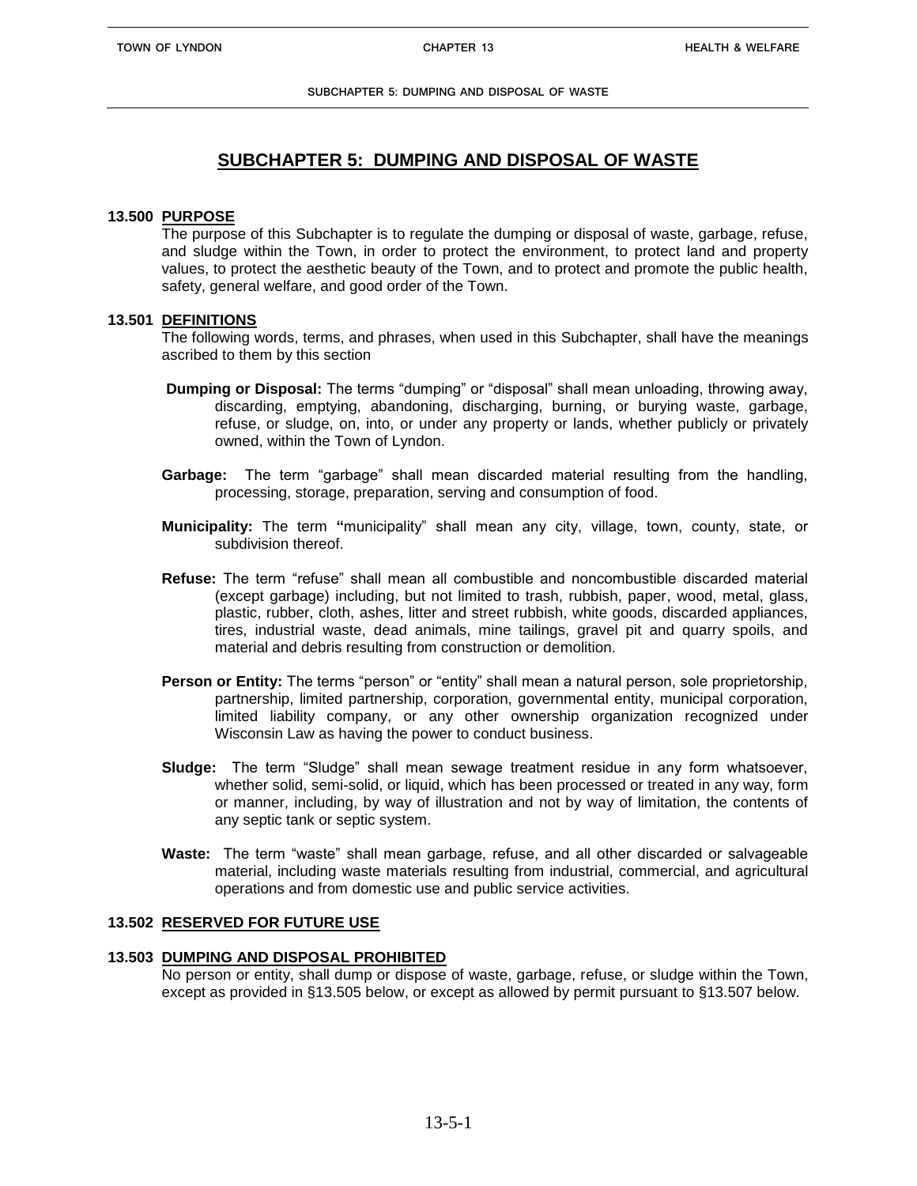# SUBCHAPTER 5: DUMPING AND DISPOSAL OF WASTE

## 13.500 PURPOSE

The purpose of this Subchapter is to regulate the dumping or disposal of waste, garbage, refuse, and sludge within the Town, in order to protect the environment, to protect land and property values, to protect the aesthetic beauty of the Town, and to protect and promote the public health, safety, general welfare, and good order of the Town.

## 13.501 DEFINITIONS

The following words, terms, and phrases, when used in this Subchapter, shall have the meanings ascribed to them by this section

**Dumping or Disposal:** The terms "dumping" or "disposal" shall mean unloading, throwing away, discarding, emptying, abandoning, discharging, burning, or burying waste, garbage, refuse, or sludge, on, into, or under any property or lands, whether publicly or privately owned, within the Town of Lyndon.

**Garbage:** The term "garbage" shall mean discarded material resulting from the handling, processing, storage, preparation, serving and consumption of food.

**Municipality:** The term **"**municipality" shall mean any city, village, town, county, state, or subdivision thereof.

**Refuse:** The term "refuse" shall mean all combustible and noncombustible discarded material (except garbage) including, but not limited to trash, rubbish, paper, wood, metal, glass, plastic, rubber, cloth, ashes, litter and street rubbish, white goods, discarded appliances, tires, industrial waste, dead animals, mine tailings, gravel pit and quarry spoils, and material and debris resulting from construction or demolition.

**Person or Entity:** The terms "person" or "entity" shall mean a natural person, sole proprietorship, partnership, limited partnership, corporation, governmental entity, municipal corporation, limited liability company, or any other ownership organization recognized under Wisconsin Law as having the power to conduct business.

**Sludge:** The term "Sludge" shall mean sewage treatment residue in any form whatsoever, whether solid, semi-solid, or liquid, which has been processed or treated in any way, form or manner, including, by way of illustration and not by way of limitation, the contents of any septic tank or septic system.

**Waste:** The term "waste" shall mean garbage, refuse, and all other discarded or salvageable material, including waste materials resulting from industrial, commercial, and agricultural operations and from domestic use and public service activities.

## 13.502 RESERVED FOR FUTURE USE

## 13.503 DUMPING AND DISPOSAL PROHIBITED

No person or entity, shall dump or dispose of waste, garbage, refuse, or sludge within the Town, except as provided in §13.505 below, or except as allowed by permit pursuant to §13.507 below.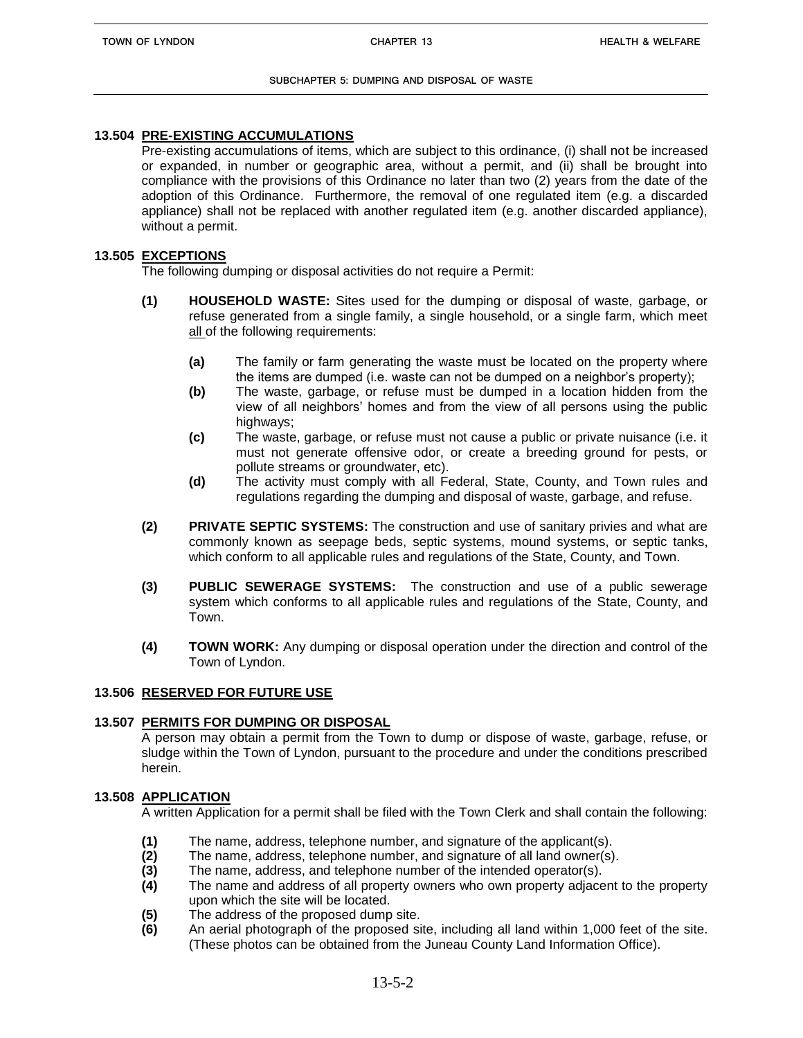### 13.504 PRE-EXISTING ACCUMULATIONS

Pre-existing accumulations of items, which are subject to this ordinance, (i) shall not be increased or expanded, in number or geographic area, without a permit, and (ii) shall be brought into compliance with the provisions of this Ordinance no later than two (2) years from the date of the adoption of this Ordinance. Furthermore, the removal of one regulated item (e.g. a discarded appliance) shall not be replaced with another regulated item (e.g. another discarded appliance), without a permit.

### 13.505 EXCEPTIONS

The following dumping or disposal activities do not require a Permit:

**(1)** **HOUSEHOLD WASTE:** Sites used for the dumping or disposal of waste, garbage, or refuse generated from a single family, a single household, or a single farm, which meet all of the following requirements:

- **(a)** The family or farm generating the waste must be located on the property where the items are dumped (i.e. waste can not be dumped on a neighbor's property);
- **(b)** The waste, garbage, or refuse must be dumped in a location hidden from the view of all neighbors' homes and from the view of all persons using the public highways;
- **(c)** The waste, garbage, or refuse must not cause a public or private nuisance (i.e. it must not generate offensive odor, or create a breeding ground for pests, or pollute streams or groundwater, etc).
- **(d)** The activity must comply with all Federal, State, County, and Town rules and regulations regarding the dumping and disposal of waste, garbage, and refuse.

**(2)** **PRIVATE SEPTIC SYSTEMS:** The construction and use of sanitary privies and what are commonly known as seepage beds, septic systems, mound systems, or septic tanks, which conform to all applicable rules and regulations of the State, County, and Town.

**(3)** **PUBLIC SEWERAGE SYSTEMS:** The construction and use of a public sewerage system which conforms to all applicable rules and regulations of the State, County, and Town.

**(4)** **TOWN WORK:** Any dumping or disposal operation under the direction and control of the Town of Lyndon.

### 13.506 RESERVED FOR FUTURE USE

### 13.507 PERMITS FOR DUMPING OR DISPOSAL

A person may obtain a permit from the Town to dump or dispose of waste, garbage, refuse, or sludge within the Town of Lyndon, pursuant to the procedure and under the conditions prescribed herein.

### 13.508 APPLICATION

A written Application for a permit shall be filed with the Town Clerk and shall contain the following:

**(1)** The name, address, telephone number, and signature of the applicant(s).
**(2)** The name, address, telephone number, and signature of all land owner(s).
**(3)** The name, address, and telephone number of the intended operator(s).
**(4)** The name and address of all property owners who own property adjacent to the property upon which the site will be located.
**(5)** The address of the proposed dump site.
**(6)** An aerial photograph of the proposed site, including all land within 1,000 feet of the site. (These photos can be obtained from the Juneau County Land Information Office).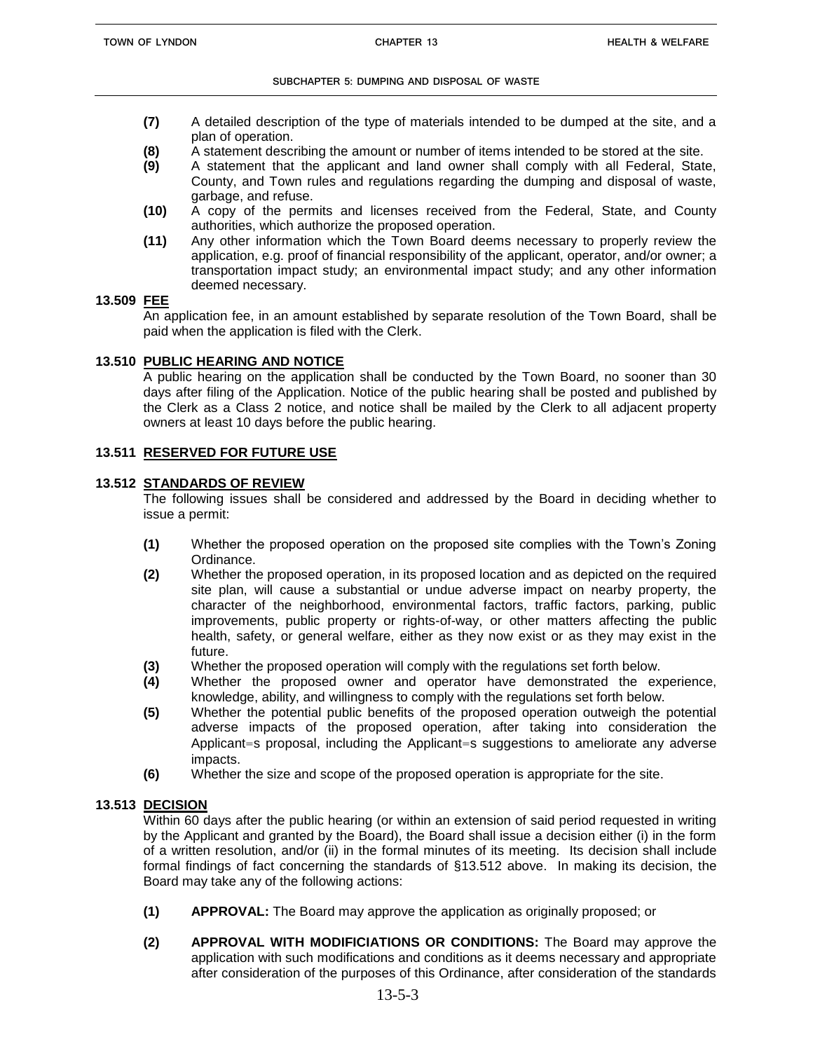**(7)** A detailed description of the type of materials intended to be dumped at the site, and a plan of operation.

**(8)** A statement describing the amount or number of items intended to be stored at the site.

**(9)** A statement that the applicant and land owner shall comply with all Federal, State, County, and Town rules and regulations regarding the dumping and disposal of waste, garbage, and refuse.

**(10)** A copy of the permits and licenses received from the Federal, State, and County authorities, which authorize the proposed operation.

**(11)** Any other information which the Town Board deems necessary to properly review the application, e.g. proof of financial responsibility of the applicant, operator, and/or owner; a transportation impact study; an environmental impact study; and any other information deemed necessary.

### 13.509 FEE

An application fee, in an amount established by separate resolution of the Town Board, shall be paid when the application is filed with the Clerk.

### 13.510 PUBLIC HEARING AND NOTICE

A public hearing on the application shall be conducted by the Town Board, no sooner than 30 days after filing of the Application. Notice of the public hearing shall be posted and published by the Clerk as a Class 2 notice, and notice shall be mailed by the Clerk to all adjacent property owners at least 10 days before the public hearing.

### 13.511 RESERVED FOR FUTURE USE

### 13.512 STANDARDS OF REVIEW

The following issues shall be considered and addressed by the Board in deciding whether to issue a permit:

**(1)** Whether the proposed operation on the proposed site complies with the Town's Zoning Ordinance.

**(2)** Whether the proposed operation, in its proposed location and as depicted on the required site plan, will cause a substantial or undue adverse impact on nearby property, the character of the neighborhood, environmental factors, traffic factors, parking, public improvements, public property or rights-of-way, or other matters affecting the public health, safety, or general welfare, either as they now exist or as they may exist in the future.

**(3)** Whether the proposed operation will comply with the regulations set forth below.

**(4)** Whether the proposed owner and operator have demonstrated the experience, knowledge, ability, and willingness to comply with the regulations set forth below.

**(5)** Whether the potential public benefits of the proposed operation outweigh the potential adverse impacts of the proposed operation, after taking into consideration the Applicant=s proposal, including the Applicant=s suggestions to ameliorate any adverse impacts.

**(6)** Whether the size and scope of the proposed operation is appropriate for the site.

### 13.513 DECISION

Within 60 days after the public hearing (or within an extension of said period requested in writing by the Applicant and granted by the Board), the Board shall issue a decision either (i) in the form of a written resolution, and/or (ii) in the formal minutes of its meeting. Its decision shall include formal findings of fact concerning the standards of §13.512 above. In making its decision, the Board may take any of the following actions:

**(1)** **APPROVAL:** The Board may approve the application as originally proposed; or

**(2)** **APPROVAL WITH MODIFICIATIONS OR CONDITIONS:** The Board may approve the application with such modifications and conditions as it deems necessary and appropriate after consideration of the purposes of this Ordinance, after consideration of the standards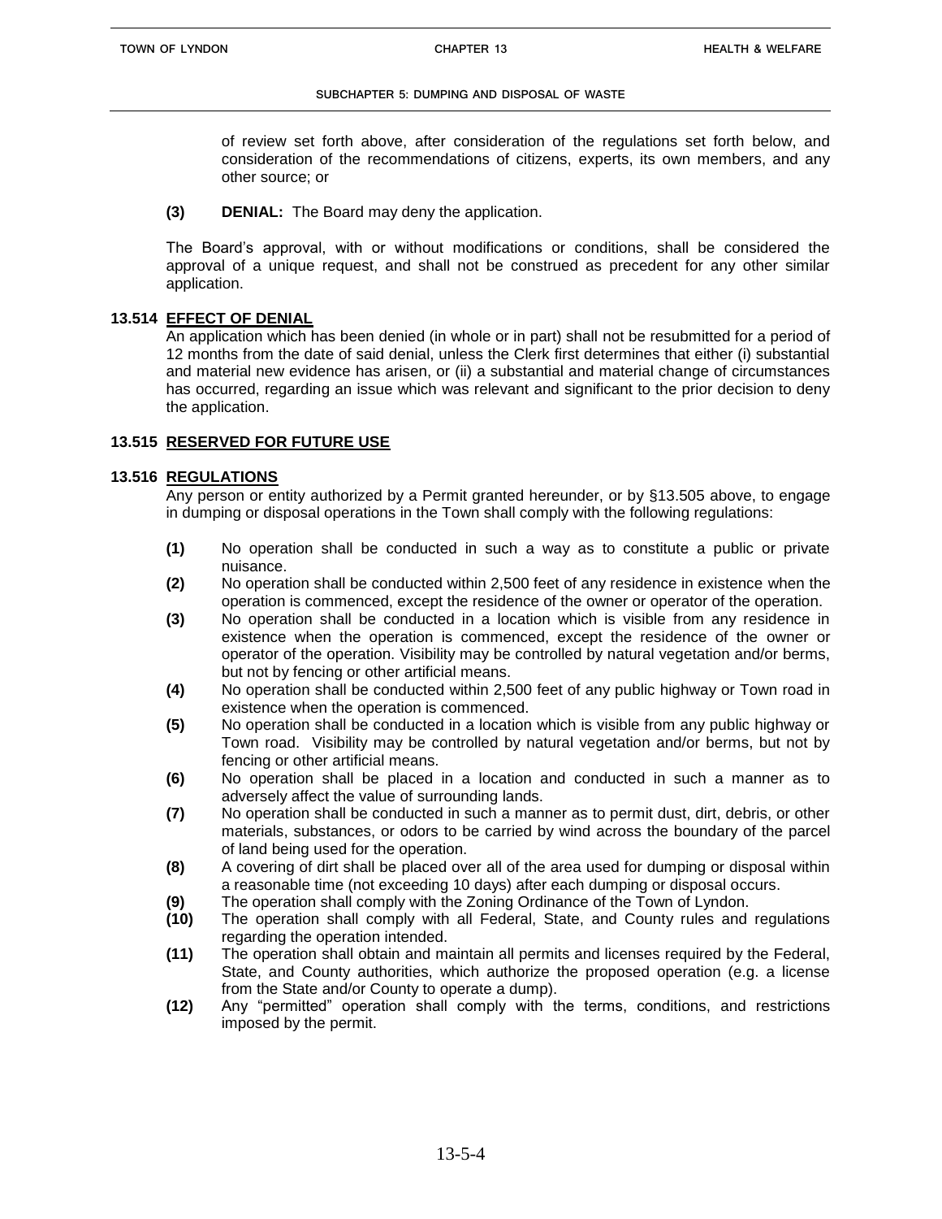of review set forth above, after consideration of the regulations set forth below, and consideration of the recommendations of citizens, experts, its own members, and any other source; or

**(3)** **DENIAL:** The Board may deny the application.

The Board's approval, with or without modifications or conditions, shall be considered the approval of a unique request, and shall not be construed as precedent for any other similar application.

### 13.514 EFFECT OF DENIAL

An application which has been denied (in whole or in part) shall not be resubmitted for a period of 12 months from the date of said denial, unless the Clerk first determines that either (i) substantial and material new evidence has arisen, or (ii) a substantial and material change of circumstances has occurred, regarding an issue which was relevant and significant to the prior decision to deny the application.

### 13.515 RESERVED FOR FUTURE USE

### 13.516 REGULATIONS

Any person or entity authorized by a Permit granted hereunder, or by §13.505 above, to engage in dumping or disposal operations in the Town shall comply with the following regulations:

**(1)** No operation shall be conducted in such a way as to constitute a public or private nuisance.

**(2)** No operation shall be conducted within 2,500 feet of any residence in existence when the operation is commenced, except the residence of the owner or operator of the operation.

**(3)** No operation shall be conducted in a location which is visible from any residence in existence when the operation is commenced, except the residence of the owner or operator of the operation. Visibility may be controlled by natural vegetation and/or berms, but not by fencing or other artificial means.

**(4)** No operation shall be conducted within 2,500 feet of any public highway or Town road in existence when the operation is commenced.

**(5)** No operation shall be conducted in a location which is visible from any public highway or Town road. Visibility may be controlled by natural vegetation and/or berms, but not by fencing or other artificial means.

**(6)** No operation shall be placed in a location and conducted in such a manner as to adversely affect the value of surrounding lands.

**(7)** No operation shall be conducted in such a manner as to permit dust, dirt, debris, or other materials, substances, or odors to be carried by wind across the boundary of the parcel of land being used for the operation.

**(8)** A covering of dirt shall be placed over all of the area used for dumping or disposal within a reasonable time (not exceeding 10 days) after each dumping or disposal occurs.

**(9)** The operation shall comply with the Zoning Ordinance of the Town of Lyndon.

**(10)** The operation shall comply with all Federal, State, and County rules and regulations regarding the operation intended.

**(11)** The operation shall obtain and maintain all permits and licenses required by the Federal, State, and County authorities, which authorize the proposed operation (e.g. a license from the State and/or County to operate a dump).

**(12)** Any "permitted" operation shall comply with the terms, conditions, and restrictions imposed by the permit.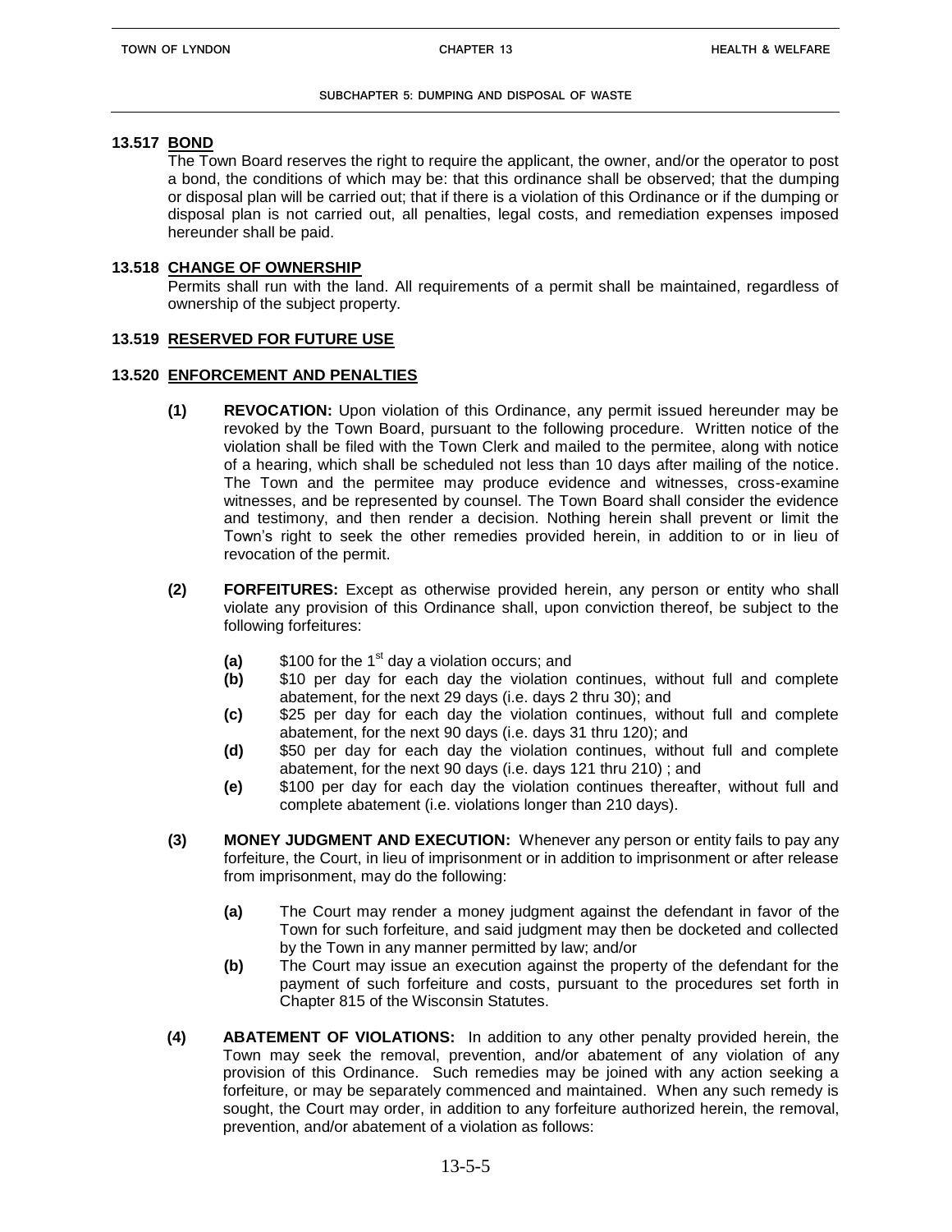### 13.517 BOND

The Town Board reserves the right to require the applicant, the owner, and/or the operator to post a bond, the conditions of which may be: that this ordinance shall be observed; that the dumping or disposal plan will be carried out; that if there is a violation of this Ordinance or if the dumping or disposal plan is not carried out, all penalties, legal costs, and remediation expenses imposed hereunder shall be paid.

### 13.518 CHANGE OF OWNERSHIP

Permits shall run with the land. All requirements of a permit shall be maintained, regardless of ownership of the subject property.

### 13.519 RESERVED FOR FUTURE USE

### 13.520 ENFORCEMENT AND PENALTIES

**(1) REVOCATION:** Upon violation of this Ordinance, any permit issued hereunder may be revoked by the Town Board, pursuant to the following procedure. Written notice of the violation shall be filed with the Town Clerk and mailed to the permitee, along with notice of a hearing, which shall be scheduled not less than 10 days after mailing of the notice. The Town and the permitee may produce evidence and witnesses, cross-examine witnesses, and be represented by counsel. The Town Board shall consider the evidence and testimony, and then render a decision. Nothing herein shall prevent or limit the Town's right to seek the other remedies provided herein, in addition to or in lieu of revocation of the permit.

**(2) FORFEITURES:** Except as otherwise provided herein, any person or entity who shall violate any provision of this Ordinance shall, upon conviction thereof, be subject to the following forfeitures:

- **(a)** $100 for the 1st day a violation occurs; and
- **(b)** $10 per day for each day the violation continues, without full and complete abatement, for the next 29 days (i.e. days 2 thru 30); and
- **(c)** $25 per day for each day the violation continues, without full and complete abatement, for the next 90 days (i.e. days 31 thru 120); and
- **(d)** $50 per day for each day the violation continues, without full and complete abatement, for the next 90 days (i.e. days 121 thru 210) ; and
- **(e)** $100 per day for each day the violation continues thereafter, without full and complete abatement (i.e. violations longer than 210 days).

**(3) MONEY JUDGMENT AND EXECUTION:** Whenever any person or entity fails to pay any forfeiture, the Court, in lieu of imprisonment or in addition to imprisonment or after release from imprisonment, may do the following:

- **(a)** The Court may render a money judgment against the defendant in favor of the Town for such forfeiture, and said judgment may then be docketed and collected by the Town in any manner permitted by law; and/or
- **(b)** The Court may issue an execution against the property of the defendant for the payment of such forfeiture and costs, pursuant to the procedures set forth in Chapter 815 of the Wisconsin Statutes.

**(4) ABATEMENT OF VIOLATIONS:** In addition to any other penalty provided herein, the Town may seek the removal, prevention, and/or abatement of any violation of any provision of this Ordinance. Such remedies may be joined with any action seeking a forfeiture, or may be separately commenced and maintained. When any such remedy is sought, the Court may order, in addition to any forfeiture authorized herein, the removal, prevention, and/or abatement of a violation as follows: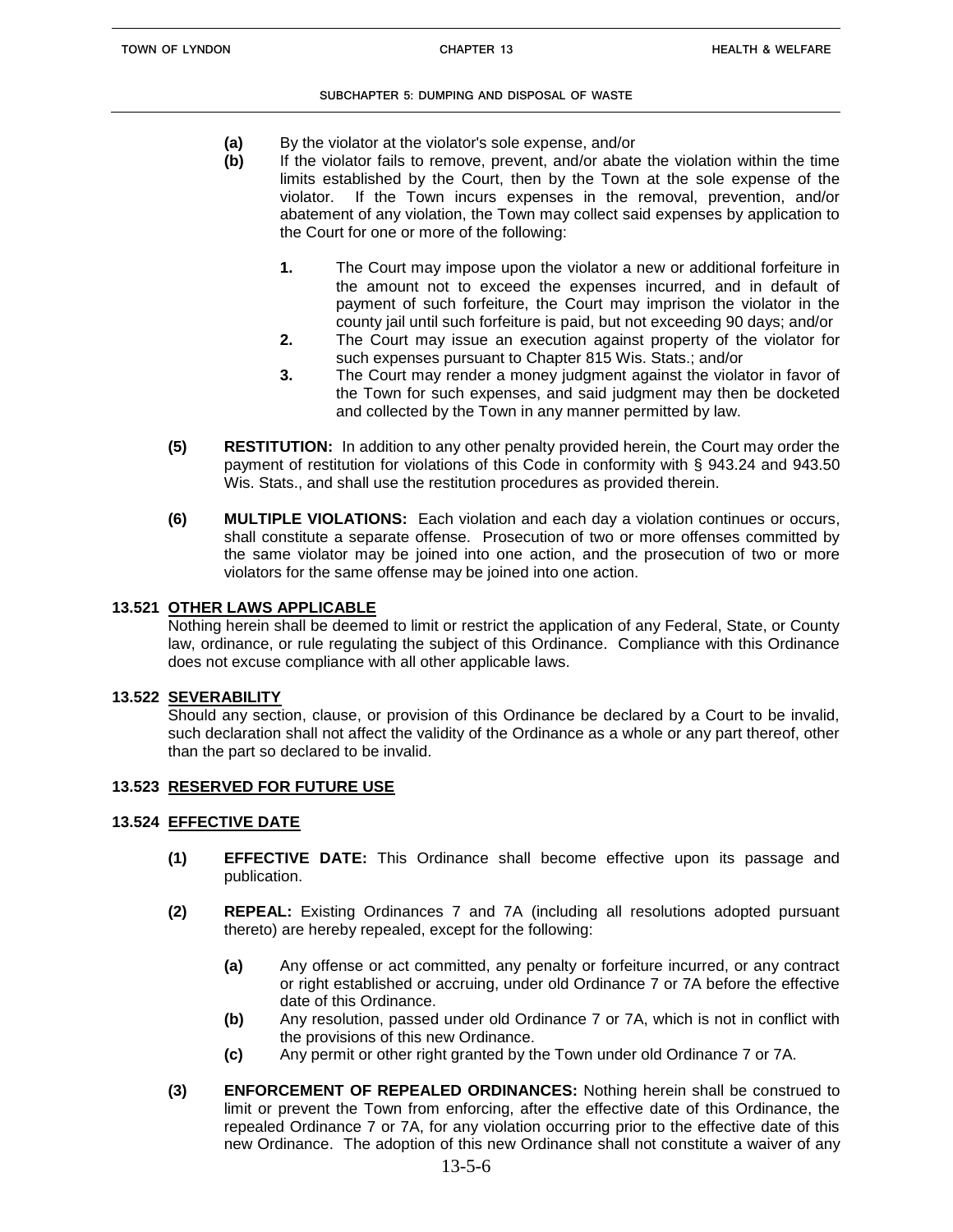- **(a)** By the violator at the violator's sole expense, and/or
- **(b)** If the violator fails to remove, prevent, and/or abate the violation within the time limits established by the Court, then by the Town at the sole expense of the violator. If the Town incurs expenses in the removal, prevention, and/or abatement of any violation, the Town may collect said expenses by application to the Court for one or more of the following:
  - **1.** The Court may impose upon the violator a new or additional forfeiture in the amount not to exceed the expenses incurred, and in default of payment of such forfeiture, the Court may imprison the violator in the county jail until such forfeiture is paid, but not exceeding 90 days; and/or
  - **2.** The Court may issue an execution against property of the violator for such expenses pursuant to Chapter 815 Wis. Stats.; and/or
  - **3.** The Court may render a money judgment against the violator in favor of the Town for such expenses, and said judgment may then be docketed and collected by the Town in any manner permitted by law.

**(5) RESTITUTION:** In addition to any other penalty provided herein, the Court may order the payment of restitution for violations of this Code in conformity with § 943.24 and 943.50 Wis. Stats., and shall use the restitution procedures as provided therein.

**(6) MULTIPLE VIOLATIONS:** Each violation and each day a violation continues or occurs, shall constitute a separate offense. Prosecution of two or more offenses committed by the same violator may be joined into one action, and the prosecution of two or more violators for the same offense may be joined into one action.

## 13.521 OTHER LAWS APPLICABLE

Nothing herein shall be deemed to limit or restrict the application of any Federal, State, or County law, ordinance, or rule regulating the subject of this Ordinance. Compliance with this Ordinance does not excuse compliance with all other applicable laws.

## 13.522 SEVERABILITY

Should any section, clause, or provision of this Ordinance be declared by a Court to be invalid, such declaration shall not affect the validity of the Ordinance as a whole or any part thereof, other than the part so declared to be invalid.

## 13.523 RESERVED FOR FUTURE USE

## 13.524 EFFECTIVE DATE

**(1) EFFECTIVE DATE:** This Ordinance shall become effective upon its passage and publication.

**(2) REPEAL:** Existing Ordinances 7 and 7A (including all resolutions adopted pursuant thereto) are hereby repealed, except for the following:

- **(a)** Any offense or act committed, any penalty or forfeiture incurred, or any contract or right established or accruing, under old Ordinance 7 or 7A before the effective date of this Ordinance.
- **(b)** Any resolution, passed under old Ordinance 7 or 7A, which is not in conflict with the provisions of this new Ordinance.
- **(c)** Any permit or other right granted by the Town under old Ordinance 7 or 7A.

**(3) ENFORCEMENT OF REPEALED ORDINANCES:** Nothing herein shall be construed to limit or prevent the Town from enforcing, after the effective date of this Ordinance, the repealed Ordinance 7 or 7A, for any violation occurring prior to the effective date of this new Ordinance. The adoption of this new Ordinance shall not constitute a waiver of any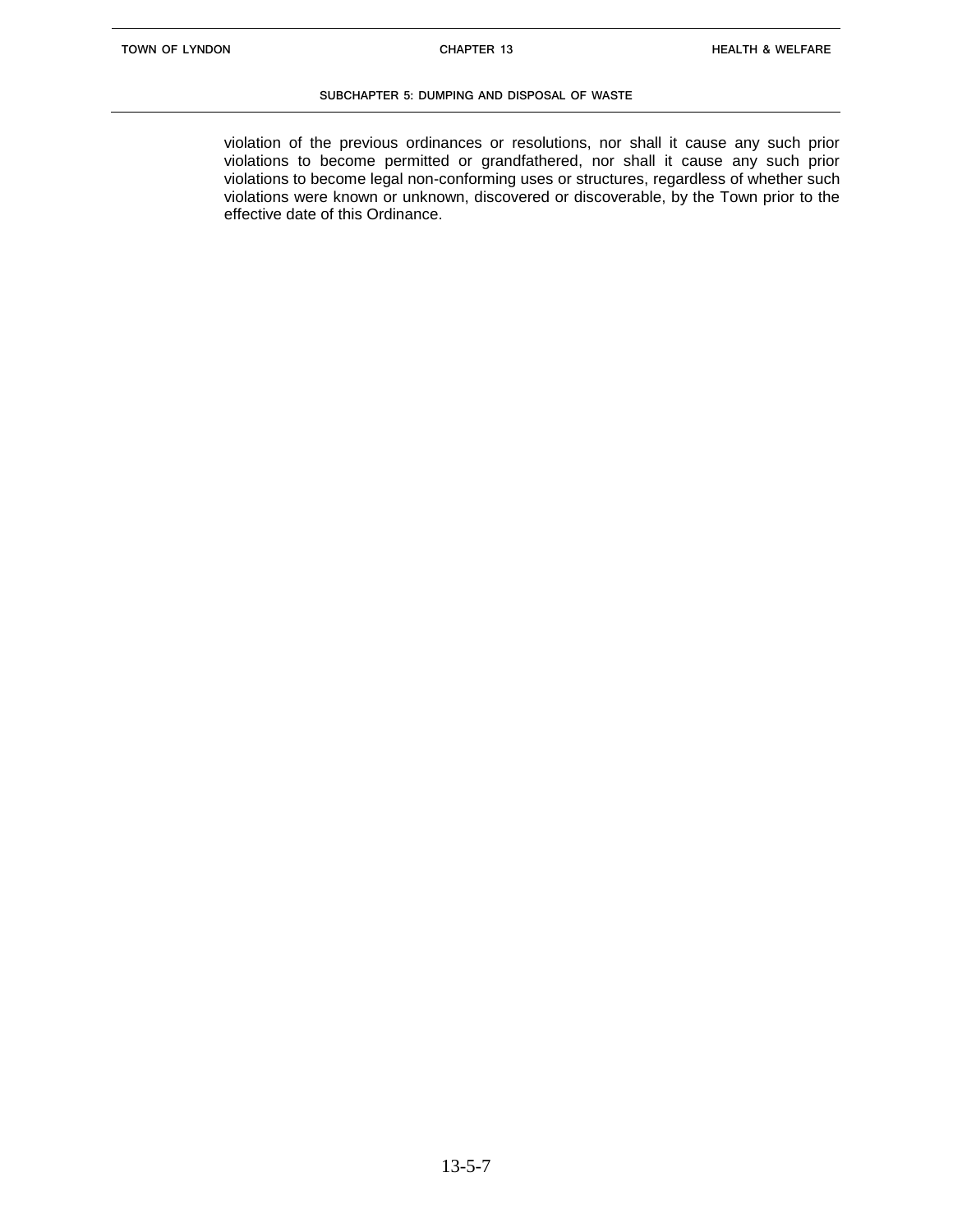violation of the previous ordinances or resolutions, nor shall it cause any such prior violations to become permitted or grandfathered, nor shall it cause any such prior violations to become legal non-conforming uses or structures, regardless of whether such violations were known or unknown, discovered or discoverable, by the Town prior to the effective date of this Ordinance.